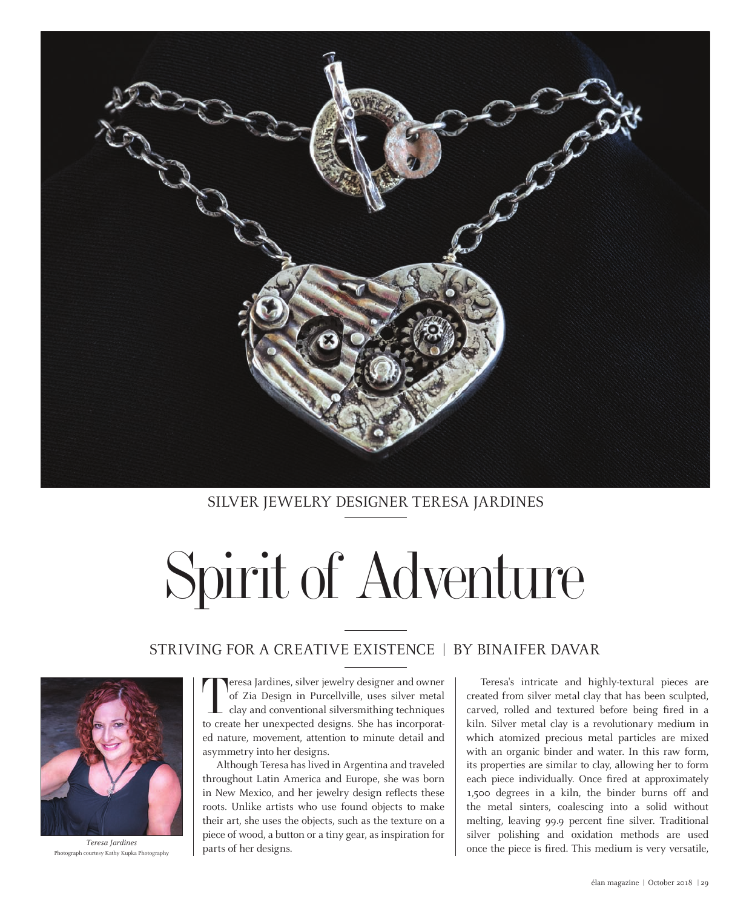SILVER JEWELRY DESIGNER TERESA JARDINES

# Spirit of Adventure

STRIVING FOR A CREATIVE EXISTENCE | BY BINAIFER DAVAR

*Teresa Jardines*
Photograph courtesy Kathy Kupka Photography

Teresa Jardines, silver jewelry designer and owner of Zia Design in Purcellville, uses silver metal clay and conventional silversmithing techniques to create her unexpected designs. She has incorporated nature, movement, attention to minute detail and asymmetry into her designs.

Although Teresa has lived in Argentina and traveled throughout Latin America and Europe, she was born in New Mexico, and her jewelry design reflects these roots. Unlike artists who use found objects to make their art, she uses the objects, such as the texture on a piece of wood, a button or a tiny gear, as inspiration for parts of her designs.

Teresa's intricate and highly-textural pieces are created from silver metal clay that has been sculpted, carved, rolled and textured before being fired in a kiln. Silver metal clay is a revolutionary medium in which atomized precious metal particles are mixed with an organic binder and water. In this raw form, its properties are similar to clay, allowing her to form each piece individually. Once fired at approximately 1,500 degrees in a kiln, the binder burns off and the metal sinters, coalescing into a solid without melting, leaving 99.9 percent fine silver. Traditional silver polishing and oxidation methods are used once the piece is fired. This medium is very versatile,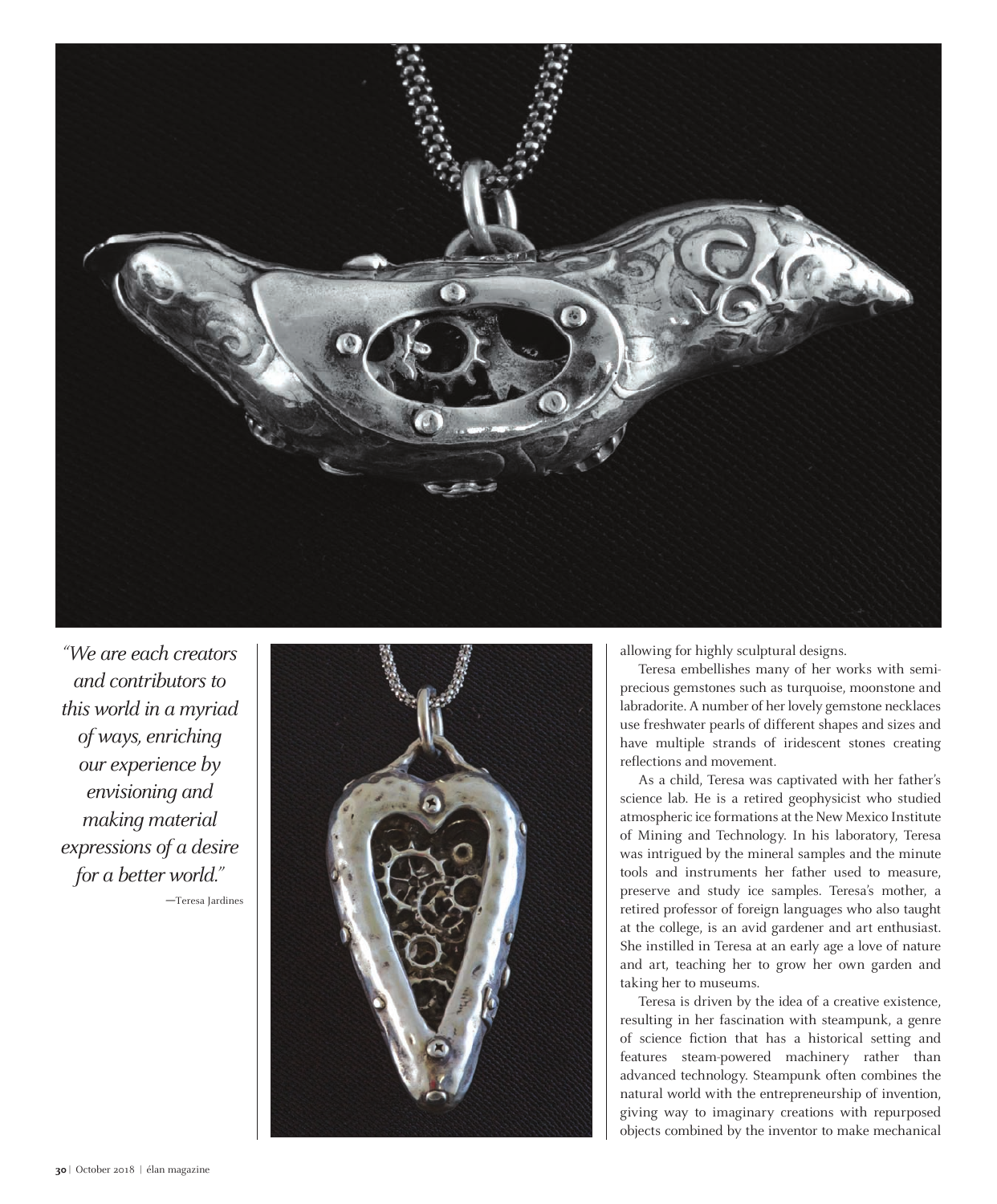*"We are each creators and contributors to this world in a myriad of ways, enriching our experience by envisioning and making material expressions of a desire for a better world."*

—Teresa Jardines

allowing for highly sculptural designs.

Teresa embellishes many of her works with semi-precious gemstones such as turquoise, moonstone and labradorite. A number of her lovely gemstone necklaces use freshwater pearls of different shapes and sizes and have multiple strands of iridescent stones creating reflections and movement.

As a child, Teresa was captivated with her father's science lab. He is a retired geophysicist who studied atmospheric ice formations at the New Mexico Institute of Mining and Technology. In his laboratory, Teresa was intrigued by the mineral samples and the minute tools and instruments her father used to measure, preserve and study ice samples. Teresa's mother, a retired professor of foreign languages who also taught at the college, is an avid gardener and art enthusiast. She instilled in Teresa at an early age a love of nature and art, teaching her to grow her own garden and taking her to museums.

Teresa is driven by the idea of a creative existence, resulting in her fascination with steampunk, a genre of science fiction that has a historical setting and features steam-powered machinery rather than advanced technology. Steampunk often combines the natural world with the entrepreneurship of invention, giving way to imaginary creations with repurposed objects combined by the inventor to make mechanical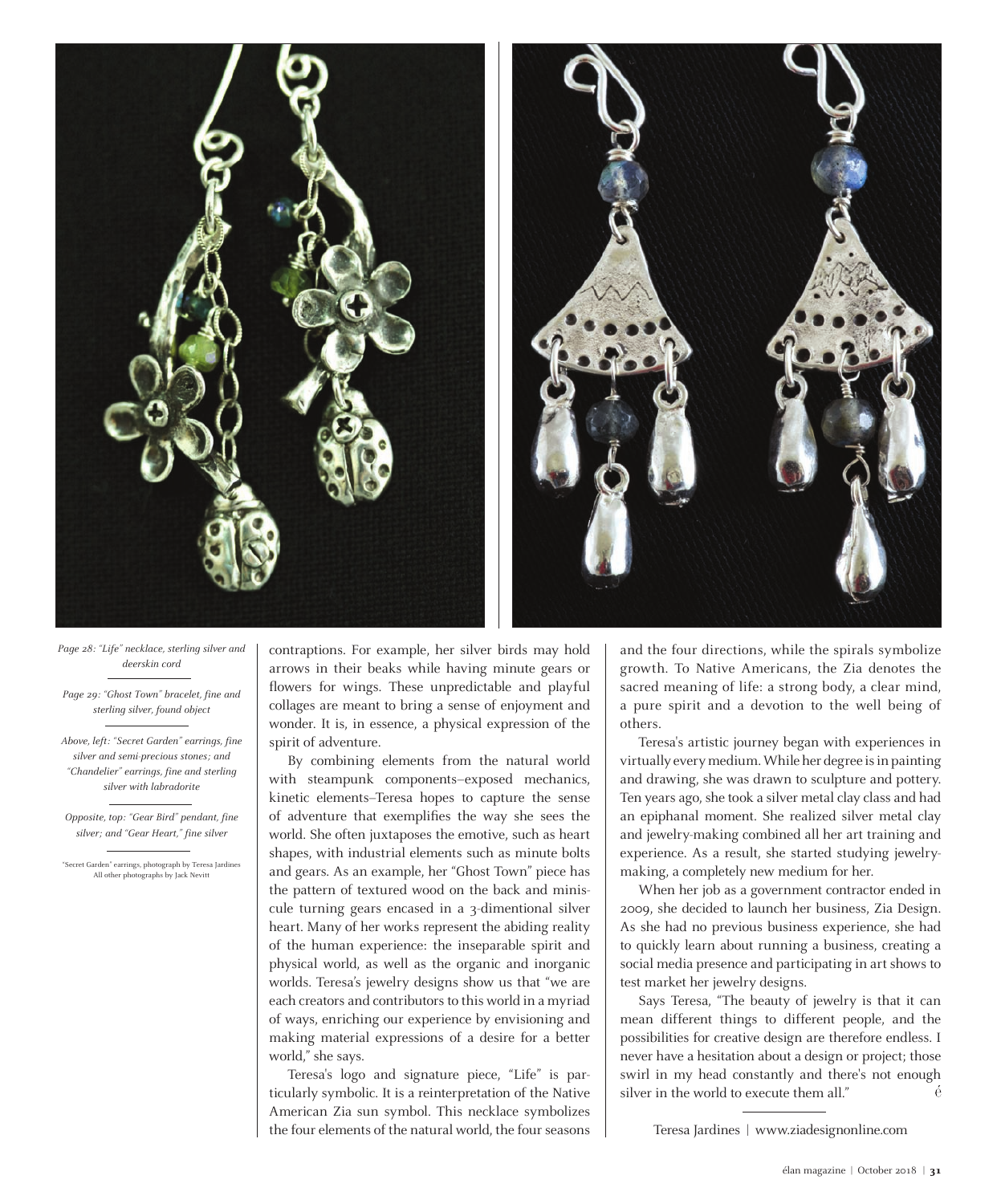*Page 28: "Life" necklace, sterling silver and deerskin cord*

*Page 29: "Ghost Town" bracelet, fine and sterling silver, found object*

*Above, left: "Secret Garden" earrings, fine silver and semi-precious stones; and "Chandelier" earrings, fine and sterling silver with labradorite*

*Opposite, top: "Gear Bird" pendant, fine silver; and "Gear Heart," fine silver*

"Secret Garden" earrings, photograph by Teresa Jardines
All other photographs by Jack Nevitt

contraptions. For example, her silver birds may hold arrows in their beaks while having minute gears or flowers for wings. These unpredictable and playful collages are meant to bring a sense of enjoyment and wonder. It is, in essence, a physical expression of the spirit of adventure.

By combining elements from the natural world with steampunk components–exposed mechanics, kinetic elements–Teresa hopes to capture the sense of adventure that exemplifies the way she sees the world. She often juxtaposes the emotive, such as heart shapes, with industrial elements such as minute bolts and gears. As an example, her "Ghost Town" piece has the pattern of textured wood on the back and miniscule turning gears encased in a 3-dimentional silver heart. Many of her works represent the abiding reality of the human experience: the inseparable spirit and physical world, as well as the organic and inorganic worlds. Teresa's jewelry designs show us that "we are each creators and contributors to this world in a myriad of ways, enriching our experience by envisioning and making material expressions of a desire for a better world," she says.

Teresa's logo and signature piece, "Life" is particularly symbolic. It is a reinterpretation of the Native American Zia sun symbol. This necklace symbolizes the four elements of the natural world, the four seasons and the four directions, while the spirals symbolize growth. To Native Americans, the Zia denotes the sacred meaning of life: a strong body, a clear mind, a pure spirit and a devotion to the well being of others.

Teresa's artistic journey began with experiences in virtually every medium. While her degree is in painting and drawing, she was drawn to sculpture and pottery. Ten years ago, she took a silver metal clay class and had an epiphanal moment. She realized silver metal clay and jewelry-making combined all her art training and experience. As a result, she started studying jewelry-making, a completely new medium for her.

When her job as a government contractor ended in 2009, she decided to launch her business, Zia Design. As she had no previous business experience, she had to quickly learn about running a business, creating a social media presence and participating in art shows to test market her jewelry designs.

Says Teresa, "The beauty of jewelry is that it can mean different things to different people, and the possibilities for creative design are therefore endless. I never have a hesitation about a design or project; those swirl in my head constantly and there's not enough silver in the world to execute them all." é

Teresa Jardines | www.ziadesignonline.com